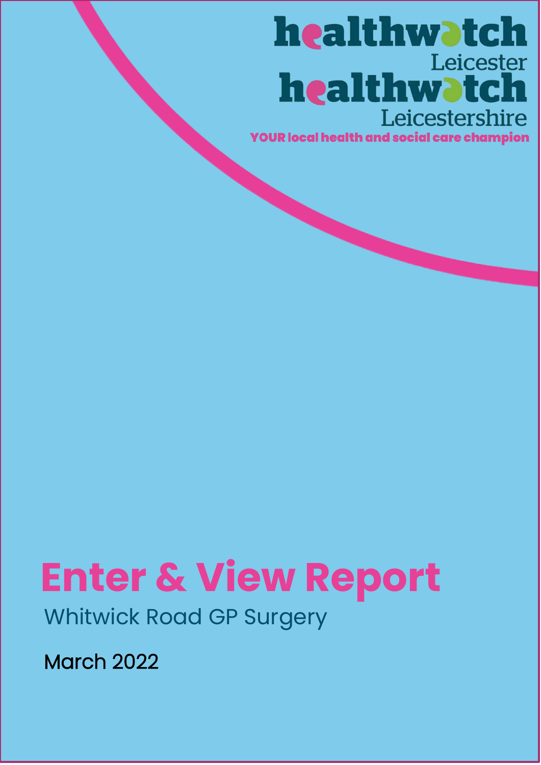healthwatch Leicester

healthwatch Leicestershire

YOUR local health and social care champion

# Enter & View Report

Whitwick Road GP Surgery

March 2022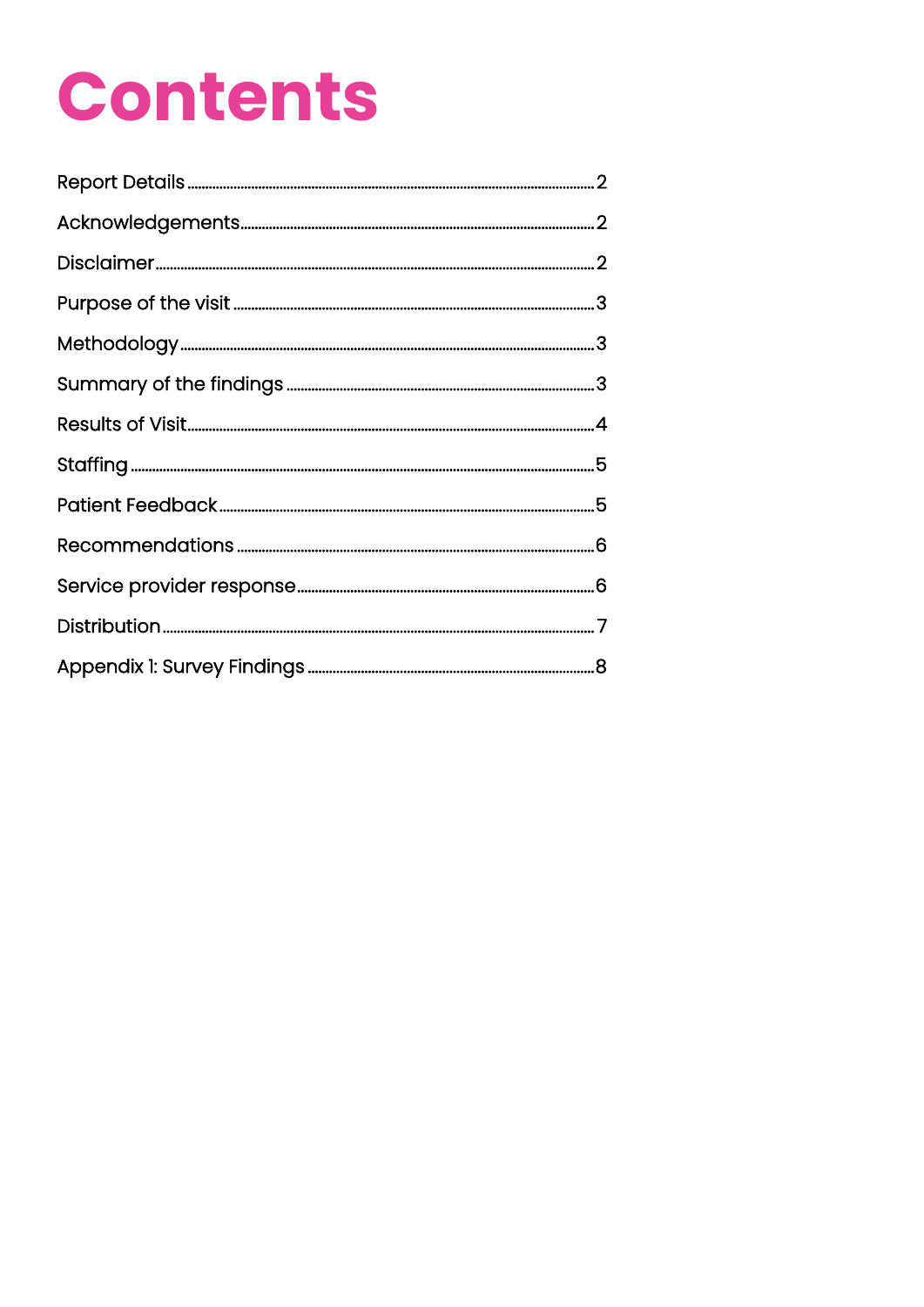# Contents

Report Details ........ 2

Acknowledgements ........ 2

Disclaimer ........ 2

Purpose of the visit ........ 3

Methodology ........ 3

Summary of the findings ........ 3

Results of Visit ........ 4

Staffing ........ 5

Patient Feedback ........ 5

Recommendations ........ 6

Service provider response ........ 6

Distribution ........ 7

Appendix 1: Survey Findings ........ 8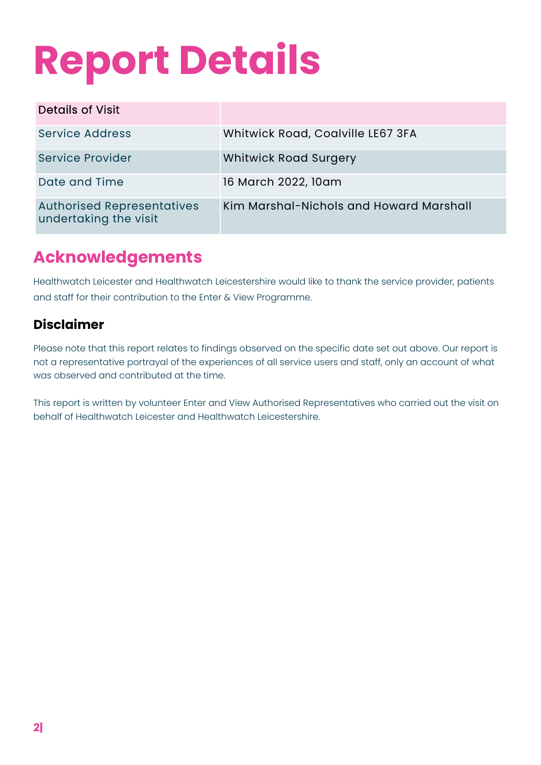# Report Details

| Details of Visit | |
|---|---|
| Service Address | Whitwick Road, Coalville LE67 3FA |
| Service Provider | Whitwick Road Surgery |
| Date and Time | 16 March 2022, 10am |
| Authorised Representatives undertaking the visit | Kim Marshal-Nichols and Howard Marshall |

## Acknowledgements

Healthwatch Leicester and Healthwatch Leicestershire would like to thank the service provider, patients and staff for their contribution to the Enter & View Programme.

### Disclaimer

Please note that this report relates to findings observed on the specific date set out above. Our report is not a representative portrayal of the experiences of all service users and staff, only an account of what was observed and contributed at the time.

This report is written by volunteer Enter and View Authorised Representatives who carried out the visit on behalf of Healthwatch Leicester and Healthwatch Leicestershire.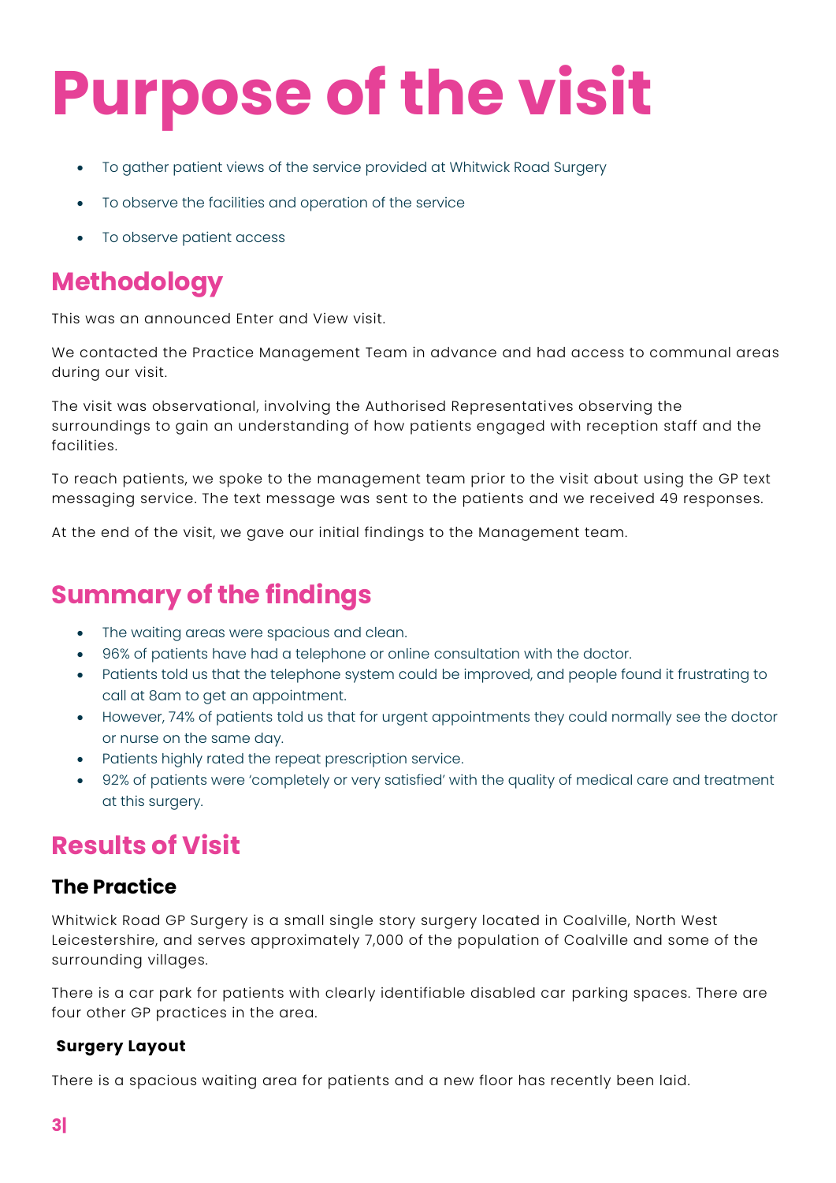# Purpose of the visit

- To gather patient views of the service provided at Whitwick Road Surgery
- To observe the facilities and operation of the service
- To observe patient access

## Methodology

This was an announced Enter and View visit.

We contacted the Practice Management Team in advance and had access to communal areas during our visit.

The visit was observational, involving the Authorised Representatives observing the surroundings to gain an understanding of how patients engaged with reception staff and the facilities.

To reach patients, we spoke to the management team prior to the visit about using the GP text messaging service. The text message was sent to the patients and we received 49 responses.

At the end of the visit, we gave our initial findings to the Management team.

## Summary of the findings

- The waiting areas were spacious and clean.
- 96% of patients have had a telephone or online consultation with the doctor.
- Patients told us that the telephone system could be improved, and people found it frustrating to call at 8am to get an appointment.
- However, 74% of patients told us that for urgent appointments they could normally see the doctor or nurse on the same day.
- Patients highly rated the repeat prescription service.
- 92% of patients were 'completely or very satisfied' with the quality of medical care and treatment at this surgery.

## Results of Visit

### The Practice

Whitwick Road GP Surgery is a small single story surgery located in Coalville, North West Leicestershire, and serves approximately 7,000 of the population of Coalville and some of the surrounding villages.

There is a car park for patients with clearly identifiable disabled car parking spaces. There are four other GP practices in the area.

**Surgery Layout**

There is a spacious waiting area for patients and a new floor has recently been laid.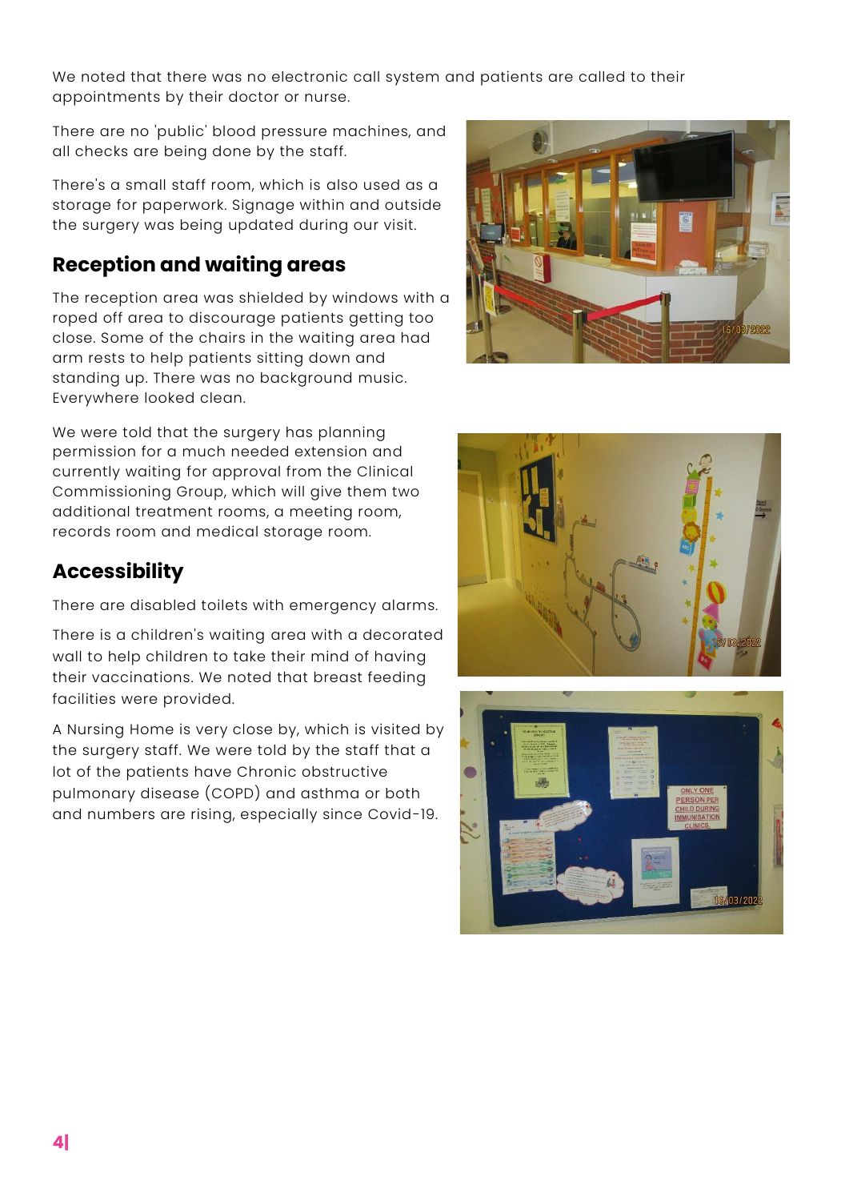We noted that there was no electronic call system and patients are called to their appointments by their doctor or nurse.

There are no 'public' blood pressure machines, and all checks are being done by the staff.

There's a small staff room, which is also used as a storage for paperwork. Signage within and outside the surgery was being updated during our visit.

## Reception and waiting areas

The reception area was shielded by windows with a roped off area to discourage patients getting too close. Some of the chairs in the waiting area had arm rests to help patients sitting down and standing up. There was no background music. Everywhere looked clean.

We were told that the surgery has planning permission for a much needed extension and currently waiting for approval from the Clinical Commissioning Group, which will give them two additional treatment rooms, a meeting room, records room and medical storage room.

## Accessibility

There are disabled toilets with emergency alarms.

There is a children's waiting area with a decorated wall to help children to take their mind of having their vaccinations. We noted that breast feeding facilities were provided.

A Nursing Home is very close by, which is visited by the surgery staff. We were told by the staff that a lot of the patients have Chronic obstructive pulmonary disease (COPD) and asthma or both and numbers are rising, especially since Covid-19.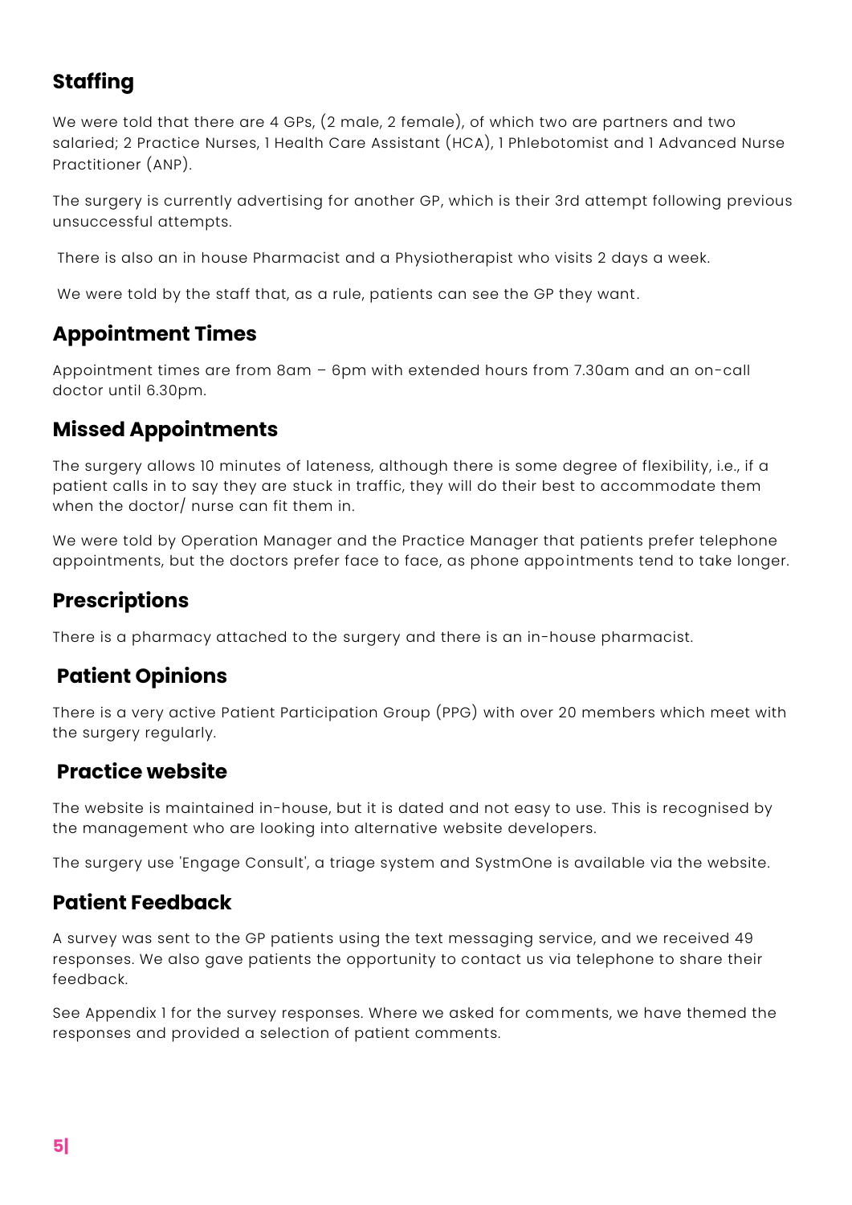## Staffing

We were told that there are 4 GPs, (2 male, 2 female), of which two are partners and two salaried; 2 Practice Nurses, 1 Health Care Assistant (HCA), 1 Phlebotomist and 1 Advanced Nurse Practitioner (ANP).

The surgery is currently advertising for another GP, which is their 3rd attempt following previous unsuccessful attempts.

There is also an in house Pharmacist and a Physiotherapist who visits 2 days a week.

We were told by the staff that, as a rule, patients can see the GP they want.

## Appointment Times

Appointment times are from 8am – 6pm with extended hours from 7.30am and an on-call doctor until 6.30pm.

## Missed Appointments

The surgery allows 10 minutes of lateness, although there is some degree of flexibility, i.e., if a patient calls in to say they are stuck in traffic, they will do their best to accommodate them when the doctor/ nurse can fit them in.

We were told by Operation Manager and the Practice Manager that patients prefer telephone appointments, but the doctors prefer face to face, as phone appointments tend to take longer.

## Prescriptions

There is a pharmacy attached to the surgery and there is an in-house pharmacist.

## Patient Opinions

There is a very active Patient Participation Group (PPG) with over 20 members which meet with the surgery regularly.

## Practice website

The website is maintained in-house, but it is dated and not easy to use. This is recognised by the management who are looking into alternative website developers.

The surgery use 'Engage Consult', a triage system and SystmOne is available via the website.

## Patient Feedback

A survey was sent to the GP patients using the text messaging service, and we received 49 responses. We also gave patients the opportunity to contact us via telephone to share their feedback.

See Appendix 1 for the survey responses. Where we asked for comments, we have themed the responses and provided a selection of patient comments.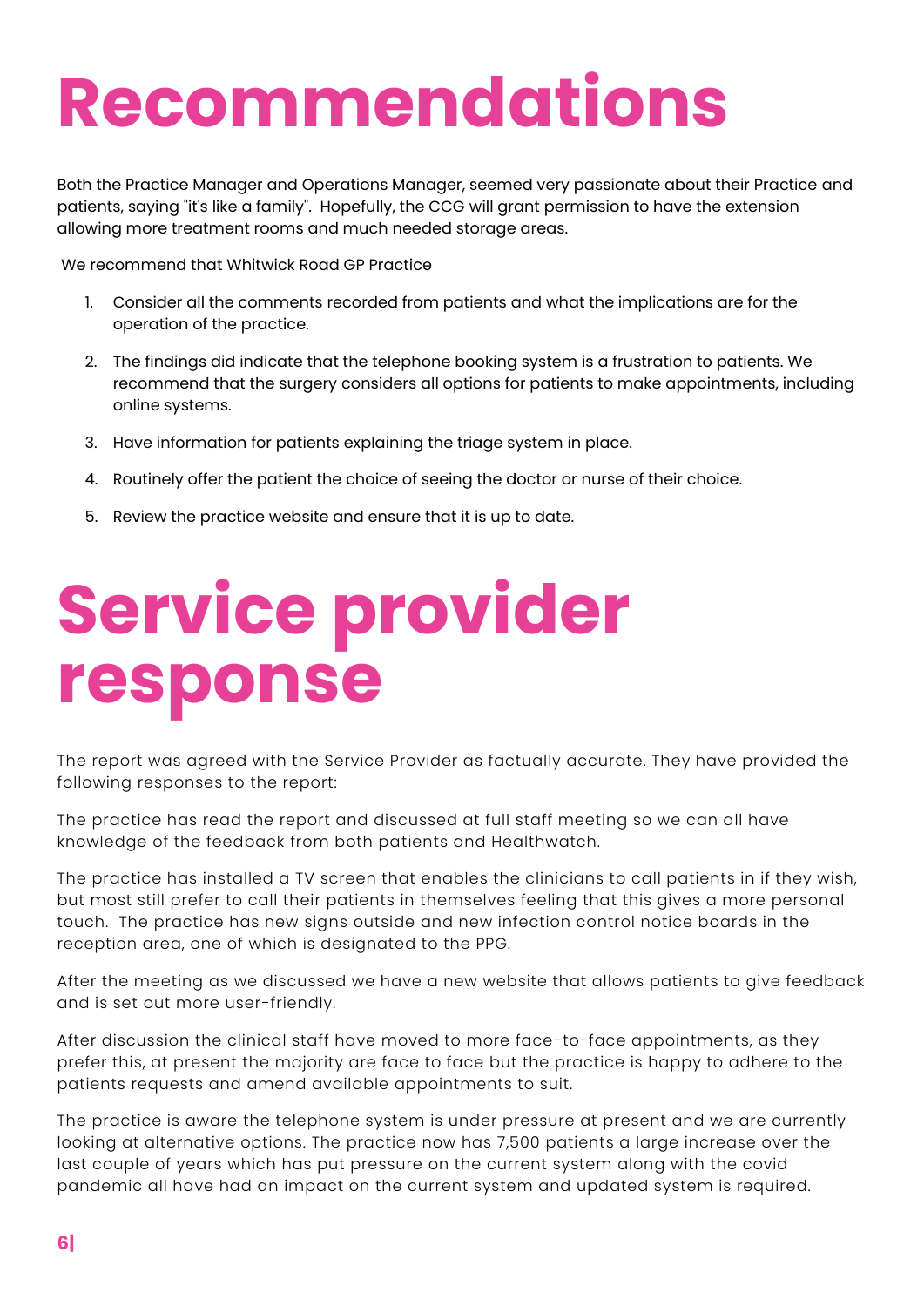# Recommendations

Both the Practice Manager and Operations Manager, seemed very passionate about their Practice and patients, saying "it's like a family". Hopefully, the CCG will grant permission to have the extension allowing more treatment rooms and much needed storage areas.

We recommend that Whitwick Road GP Practice

1. Consider all the comments recorded from patients and what the implications are for the operation of the practice.
2. The findings did indicate that the telephone booking system is a frustration to patients. We recommend that the surgery considers all options for patients to make appointments, including online systems.
3. Have information for patients explaining the triage system in place.
4. Routinely offer the patient the choice of seeing the doctor or nurse of their choice.
5. Review the practice website and ensure that it is up to date.

# Service provider response

The report was agreed with the Service Provider as factually accurate. They have provided the following responses to the report:

The practice has read the report and discussed at full staff meeting so we can all have knowledge of the feedback from both patients and Healthwatch.

The practice has installed a TV screen that enables the clinicians to call patients in if they wish, but most still prefer to call their patients in themselves feeling that this gives a more personal touch. The practice has new signs outside and new infection control notice boards in the reception area, one of which is designated to the PPG.

After the meeting as we discussed we have a new website that allows patients to give feedback and is set out more user-friendly.

After discussion the clinical staff have moved to more face-to-face appointments, as they prefer this, at present the majority are face to face but the practice is happy to adhere to the patients requests and amend available appointments to suit.

The practice is aware the telephone system is under pressure at present and we are currently looking at alternative options. The practice now has 7,500 patients a large increase over the last couple of years which has put pressure on the current system along with the covid pandemic all have had an impact on the current system and updated system is required.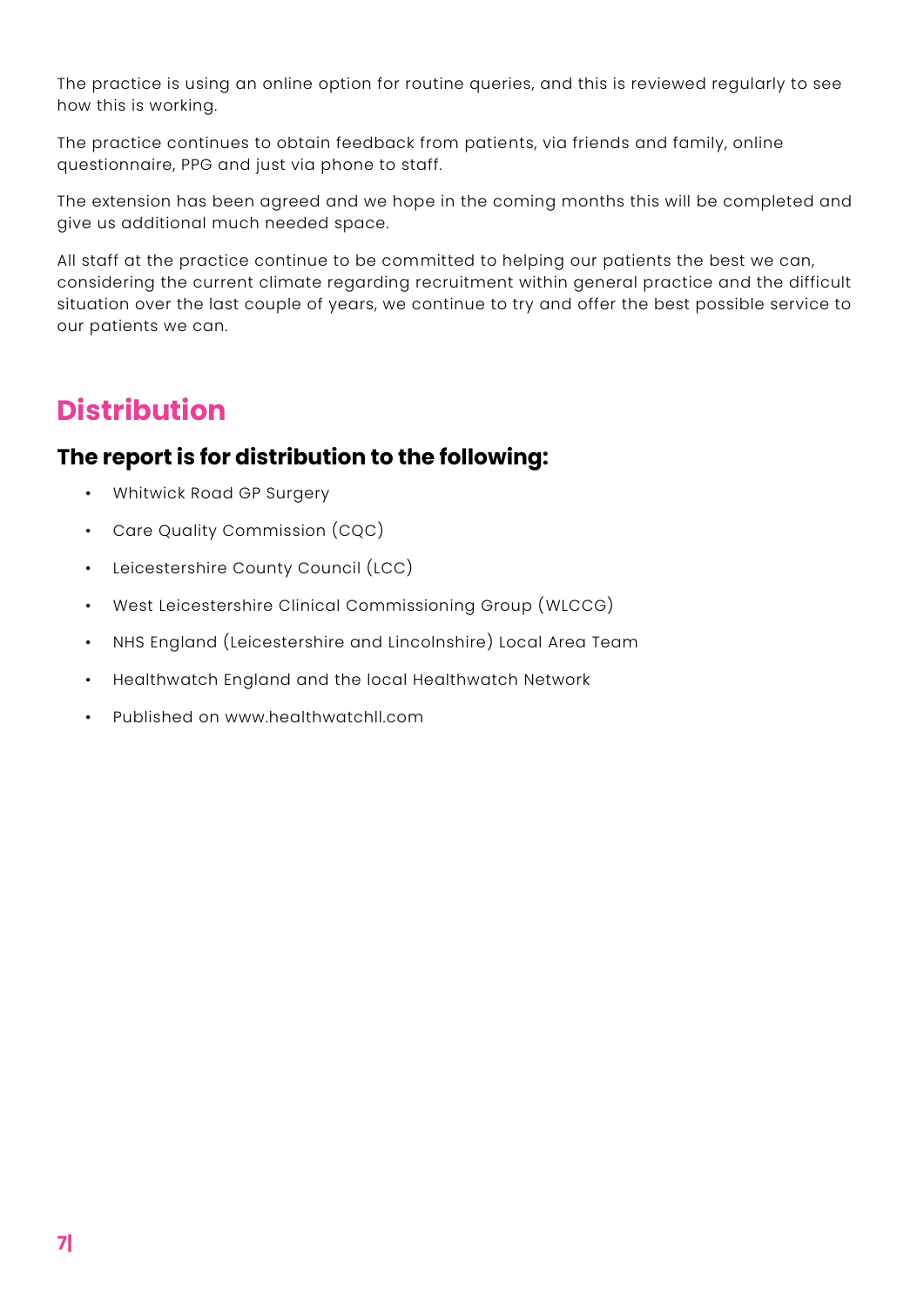The practice is using an online option for routine queries, and this is reviewed regularly to see how this is working.

The practice continues to obtain feedback from patients, via friends and family, online questionnaire, PPG and just via phone to staff.

The extension has been agreed and we hope in the coming months this will be completed and give us additional much needed space.

All staff at the practice continue to be committed to helping our patients the best we can, considering the current climate regarding recruitment within general practice and the difficult situation over the last couple of years, we continue to try and offer the best possible service to our patients we can.

## Distribution

### The report is for distribution to the following:

- Whitwick Road GP Surgery
- Care Quality Commission (CQC)
- Leicestershire County Council (LCC)
- West Leicestershire Clinical Commissioning Group (WLCCG)
- NHS England (Leicestershire and Lincolnshire) Local Area Team
- Healthwatch England and the local Healthwatch Network
- Published on www.healthwatchll.com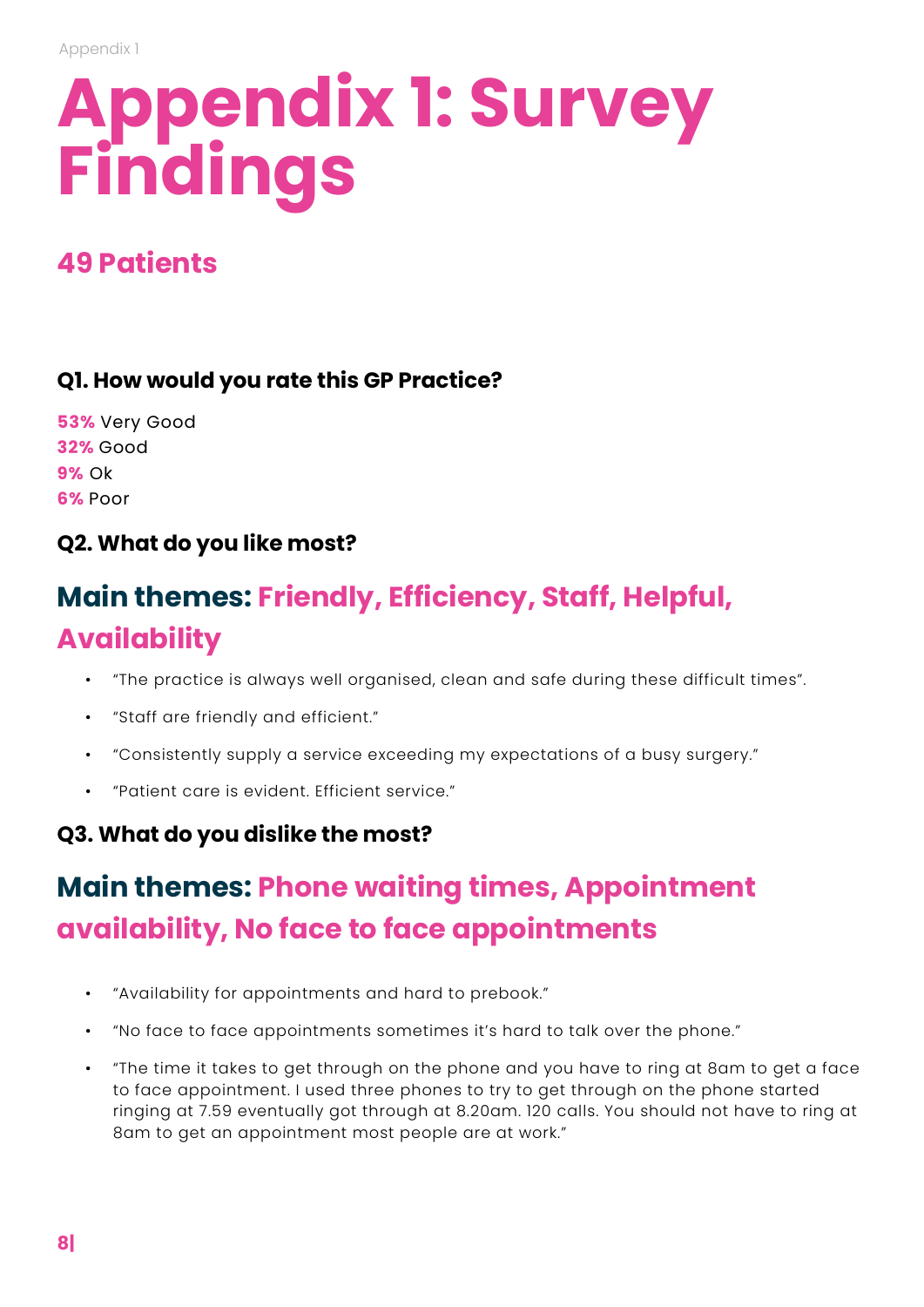# Appendix 1: Survey Findings

## 49 Patients

### Q1. How would you rate this GP Practice?

**53%** Very Good
**32%** Good
**9%** Ok
**6%** Poor

### Q2. What do you like most?

## Main themes: Friendly, Efficiency, Staff, Helpful, Availability

- "The practice is always well organised, clean and safe during these difficult times".
- "Staff are friendly and efficient."
- "Consistently supply a service exceeding my expectations of a busy surgery."
- "Patient care is evident. Efficient service."

### Q3. What do you dislike the most?

## Main themes: Phone waiting times, Appointment availability, No face to face appointments

- "Availability for appointments and hard to prebook."
- "No face to face appointments sometimes it's hard to talk over the phone."
- "The time it takes to get through on the phone and you have to ring at 8am to get a face to face appointment. I used three phones to try to get through on the phone started ringing at 7.59 eventually got through at 8.20am. 120 calls. You should not have to ring at 8am to get an appointment most people are at work."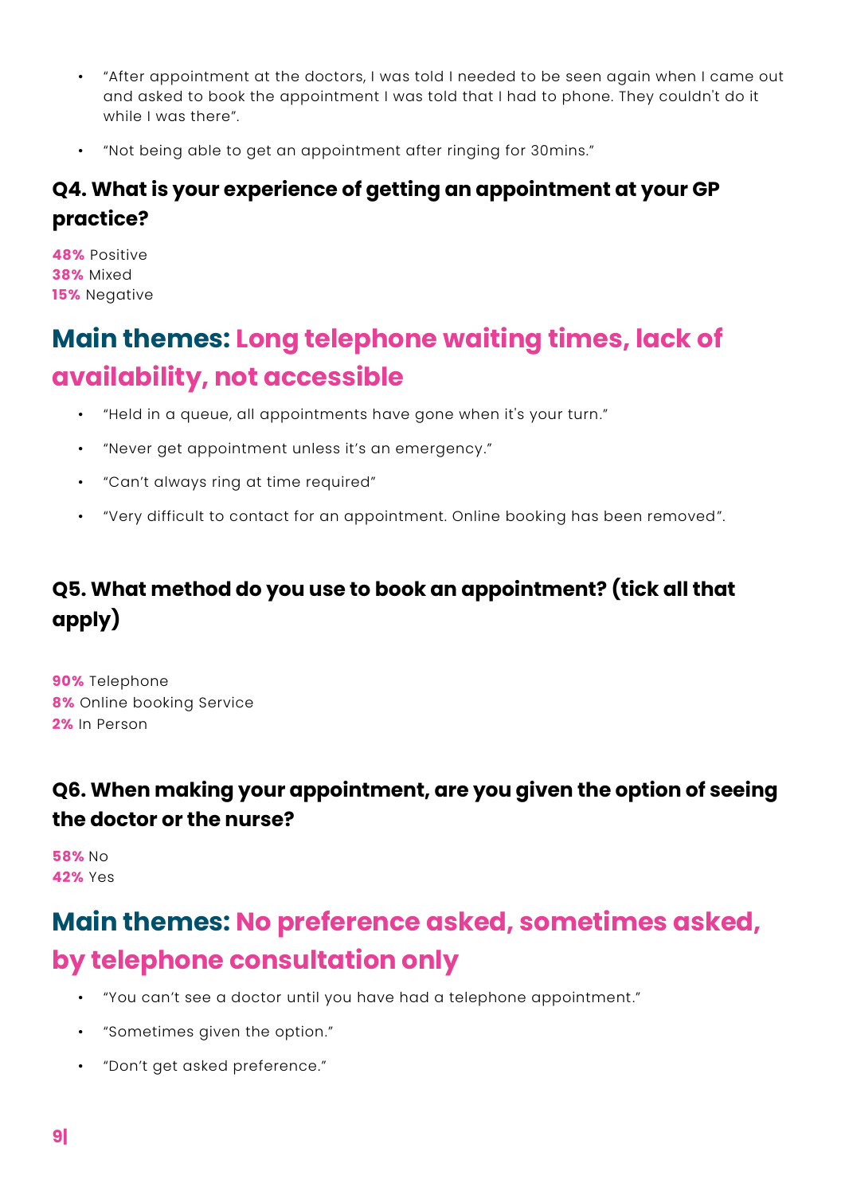- "After appointment at the doctors, I was told I needed to be seen again when I came out and asked to book the appointment I was told that I had to phone. They couldn't do it while I was there".
- "Not being able to get an appointment after ringing for 30mins."

### Q4. What is your experience of getting an appointment at your GP practice?

**48%** Positive
**38%** Mixed
**15%** Negative

## Main themes: Long telephone waiting times, lack of availability, not accessible

- "Held in a queue, all appointments have gone when it's your turn."
- "Never get appointment unless it's an emergency."
- "Can't always ring at time required"
- "Very difficult to contact for an appointment. Online booking has been removed".

### Q5. What method do you use to book an appointment? (tick all that apply)

**90%** Telephone
**8%** Online booking Service
**2%** In Person

### Q6. When making your appointment, are you given the option of seeing the doctor or the nurse?

**58%** No
**42%** Yes

## Main themes: No preference asked, sometimes asked, by telephone consultation only

- "You can't see a doctor until you have had a telephone appointment."
- "Sometimes given the option."
- "Don't get asked preference."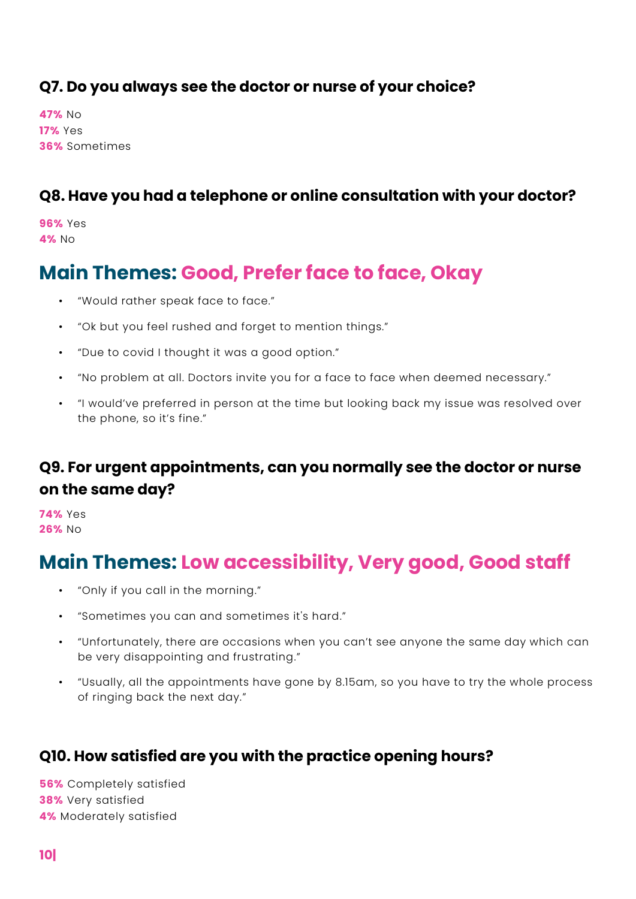### Q7. Do you always see the doctor or nurse of your choice?

**47%** No
**17%** Yes
**36%** Sometimes

### Q8. Have you had a telephone or online consultation with your doctor?

**96%** Yes
**4%** No

## Main Themes: Good, Prefer face to face, Okay

- "Would rather speak face to face."
- "Ok but you feel rushed and forget to mention things."
- "Due to covid I thought it was a good option."
- "No problem at all. Doctors invite you for a face to face when deemed necessary."
- "I would've preferred in person at the time but looking back my issue was resolved over the phone, so it's fine."

### Q9. For urgent appointments, can you normally see the doctor or nurse on the same day?

**74%** Yes
**26%** No

## Main Themes: Low accessibility, Very good, Good staff

- "Only if you call in the morning."
- "Sometimes you can and sometimes it's hard."
- "Unfortunately, there are occasions when you can't see anyone the same day which can be very disappointing and frustrating."
- "Usually, all the appointments have gone by 8.15am, so you have to try the whole process of ringing back the next day."

### Q10. How satisfied are you with the practice opening hours?

**56%** Completely satisfied
**38%** Very satisfied
**4%** Moderately satisfied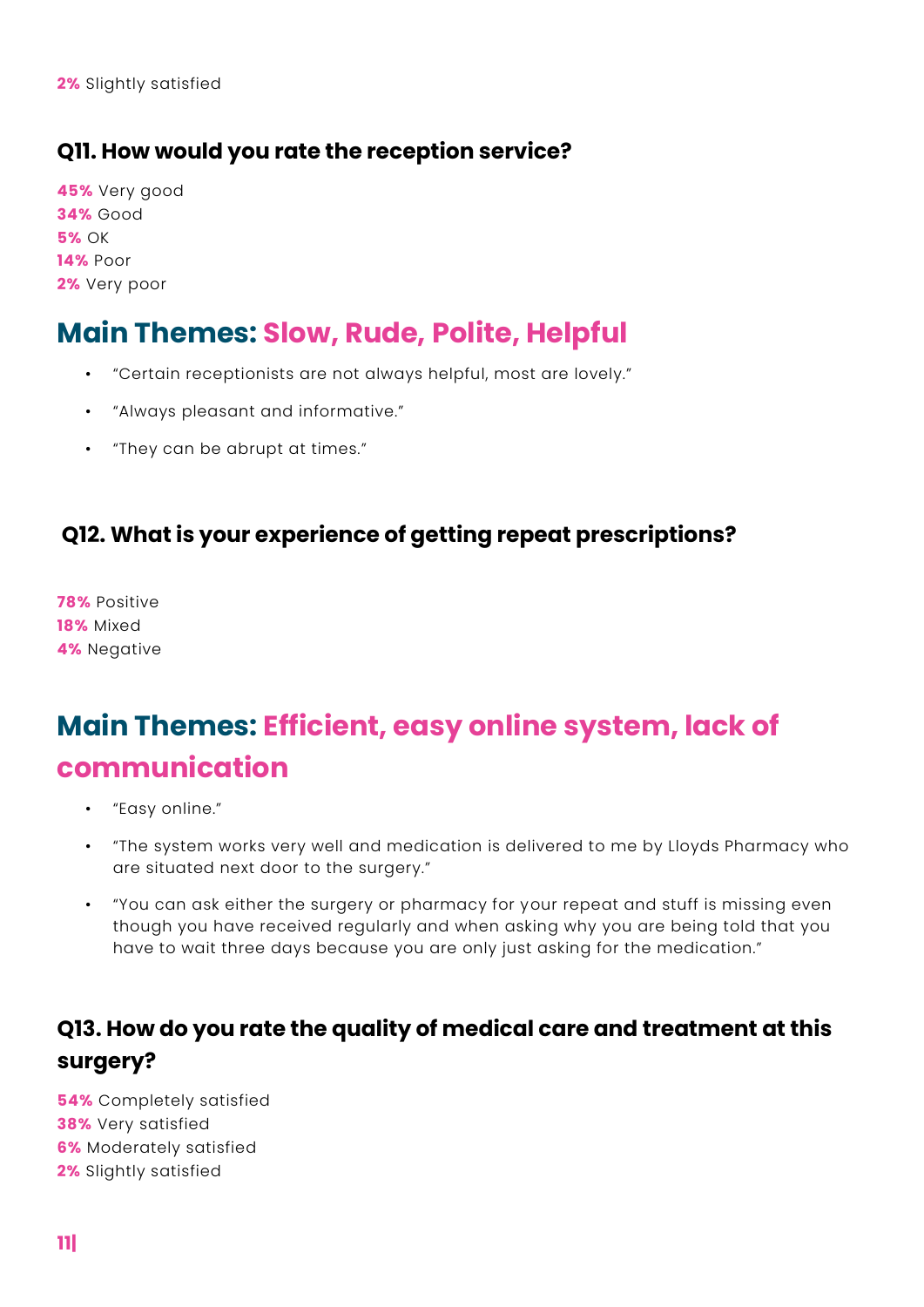**2%** Slightly satisfied

### Q11. How would you rate the reception service?

**45%** Very good
**34%** Good
**5%** OK
**14%** Poor
**2%** Very poor

## Main Themes: Slow, Rude, Polite, Helpful

- "Certain receptionists are not always helpful, most are lovely."
- "Always pleasant and informative."
- "They can be abrupt at times."

### Q12. What is your experience of getting repeat prescriptions?

**78%** Positive
**18%** Mixed
**4%** Negative

## Main Themes: Efficient, easy online system, lack of communication

- "Easy online."
- "The system works very well and medication is delivered to me by Lloyds Pharmacy who are situated next door to the surgery."
- "You can ask either the surgery or pharmacy for your repeat and stuff is missing even though you have received regularly and when asking why you are being told that you have to wait three days because you are only just asking for the medication."

### Q13. How do you rate the quality of medical care and treatment at this surgery?

**54%** Completely satisfied
**38%** Very satisfied
**6%** Moderately satisfied
**2%** Slightly satisfied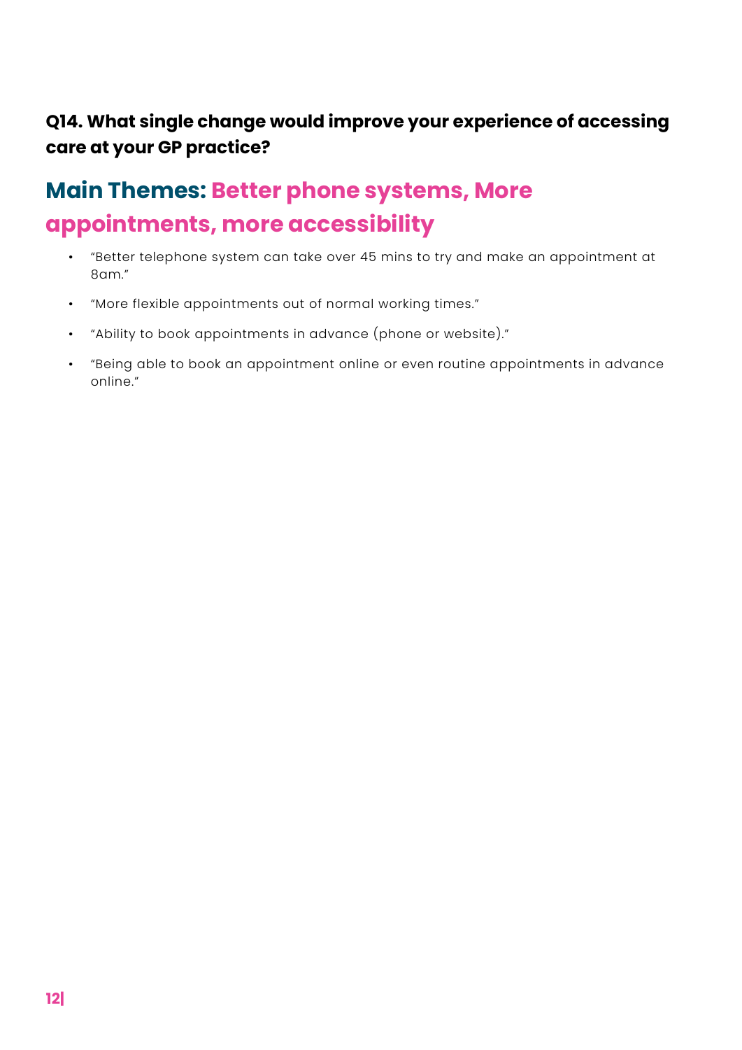### Q14. What single change would improve your experience of accessing care at your GP practice?

## Main Themes: Better phone systems, More appointments, more accessibility

- "Better telephone system can take over 45 mins to try and make an appointment at 8am."
- "More flexible appointments out of normal working times."
- "Ability to book appointments in advance (phone or website)."
- "Being able to book an appointment online or even routine appointments in advance online."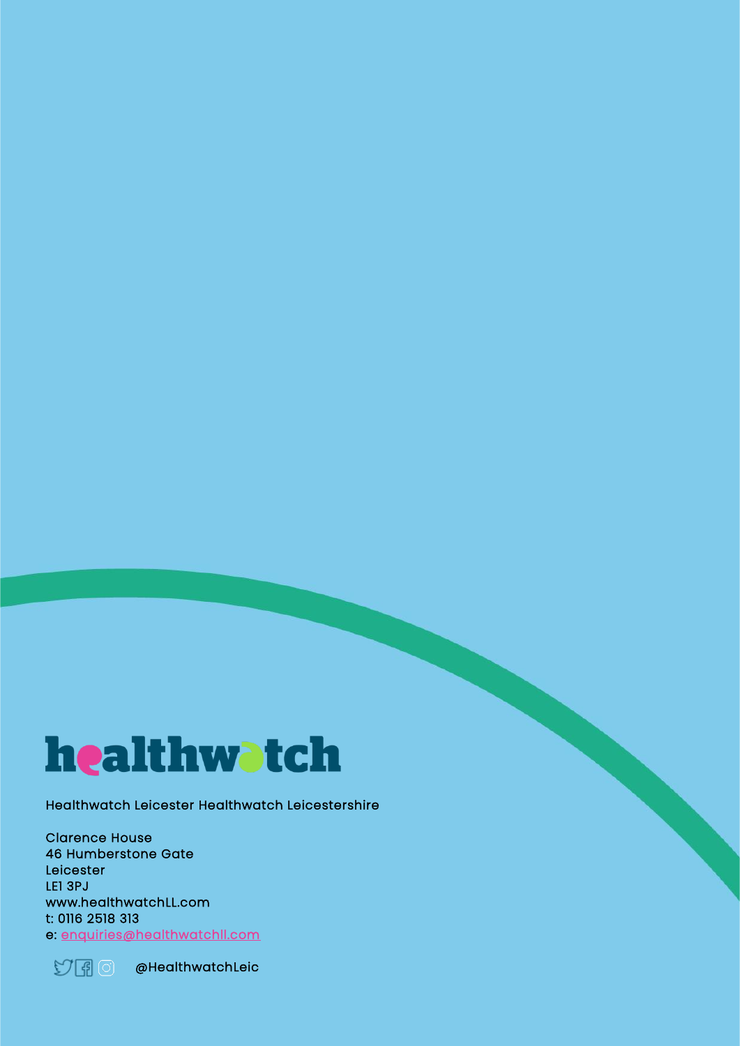healthwatch

Healthwatch Leicester Healthwatch Leicestershire

Clarence House
46 Humberstone Gate
Leicester
LE1 3PJ
www.healthwatchLL.com
t: 0116 2518 313
e: enquiries@healthwatchll.com

@HealthwatchLeic